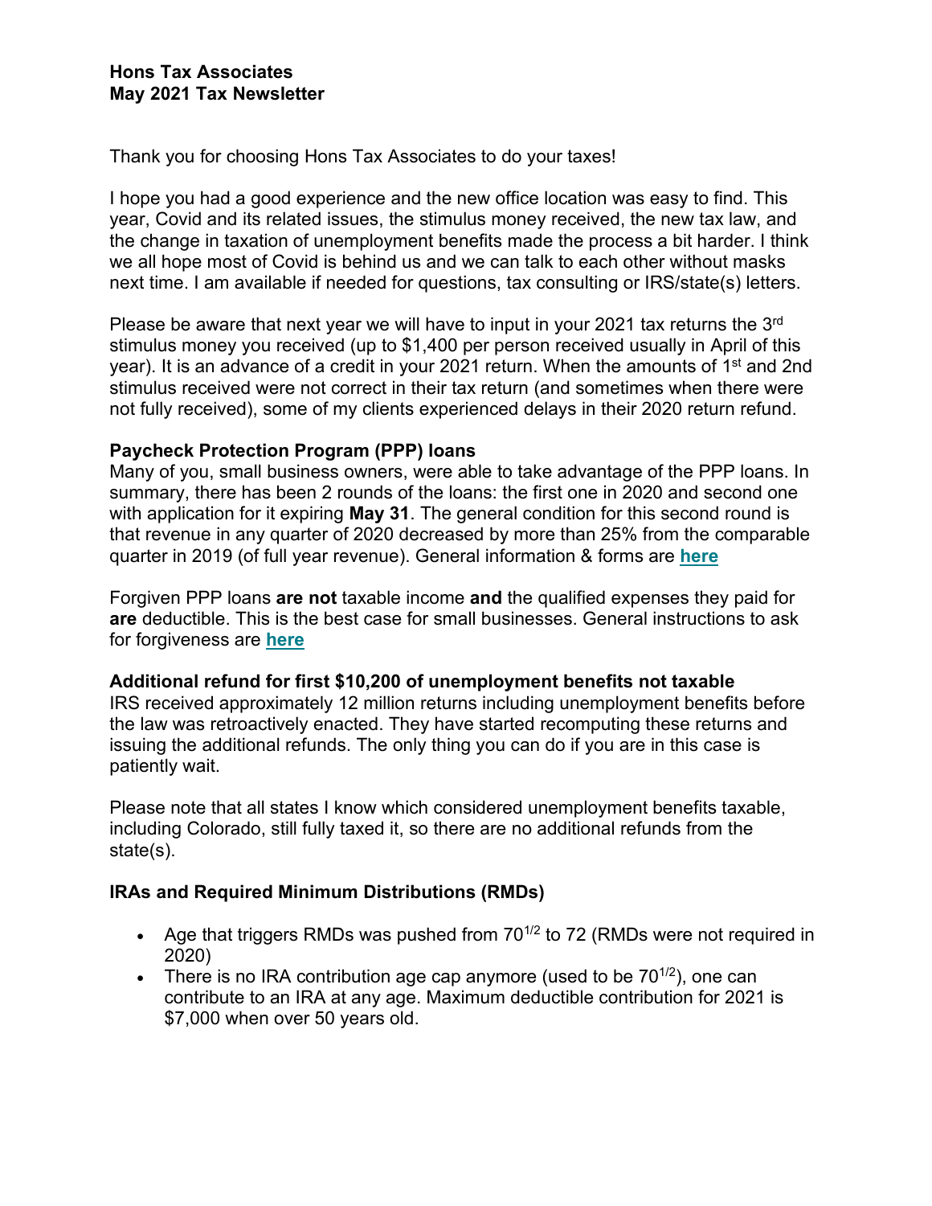**Hons Tax Associates**
**May 2021 Tax Newsletter**

Thank you for choosing Hons Tax Associates to do your taxes!

I hope you had a good experience and the new office location was easy to find. This year, Covid and its related issues, the stimulus money received, the new tax law, and the change in taxation of unemployment benefits made the process a bit harder. I think we all hope most of Covid is behind us and we can talk to each other without masks next time. I am available if needed for questions, tax consulting or IRS/state(s) letters.

Please be aware that next year we will have to input in your 2021 tax returns the 3rd stimulus money you received (up to $1,400 per person received usually in April of this year). It is an advance of a credit in your 2021 return. When the amounts of 1st and 2nd stimulus received were not correct in their tax return (and sometimes when there were not fully received), some of my clients experienced delays in their 2020 return refund.

**Paycheck Protection Program (PPP) loans**

Many of you, small business owners, were able to take advantage of the PPP loans. In summary, there has been 2 rounds of the loans: the first one in 2020 and second one with application for it expiring **May 31**. The general condition for this second round is that revenue in any quarter of 2020 decreased by more than 25% from the comparable quarter in 2019 (of full year revenue). General information & forms are **here**

Forgiven PPP loans **are not** taxable income **and** the qualified expenses they paid for **are** deductible. This is the best case for small businesses. General instructions to ask for forgiveness are **here**

**Additional refund for first $10,200 of unemployment benefits not taxable**

IRS received approximately 12 million returns including unemployment benefits before the law was retroactively enacted. They have started recomputing these returns and issuing the additional refunds. The only thing you can do if you are in this case is patiently wait.

Please note that all states I know which considered unemployment benefits taxable, including Colorado, still fully taxed it, so there are no additional refunds from the state(s).

**IRAs and Required Minimum Distributions (RMDs)**

- Age that triggers RMDs was pushed from $70^{1/2}$ to 72 (RMDs were not required in 2020)
- There is no IRA contribution age cap anymore (used to be $70^{1/2}$), one can contribute to an IRA at any age. Maximum deductible contribution for 2021 is $7,000 when over 50 years old.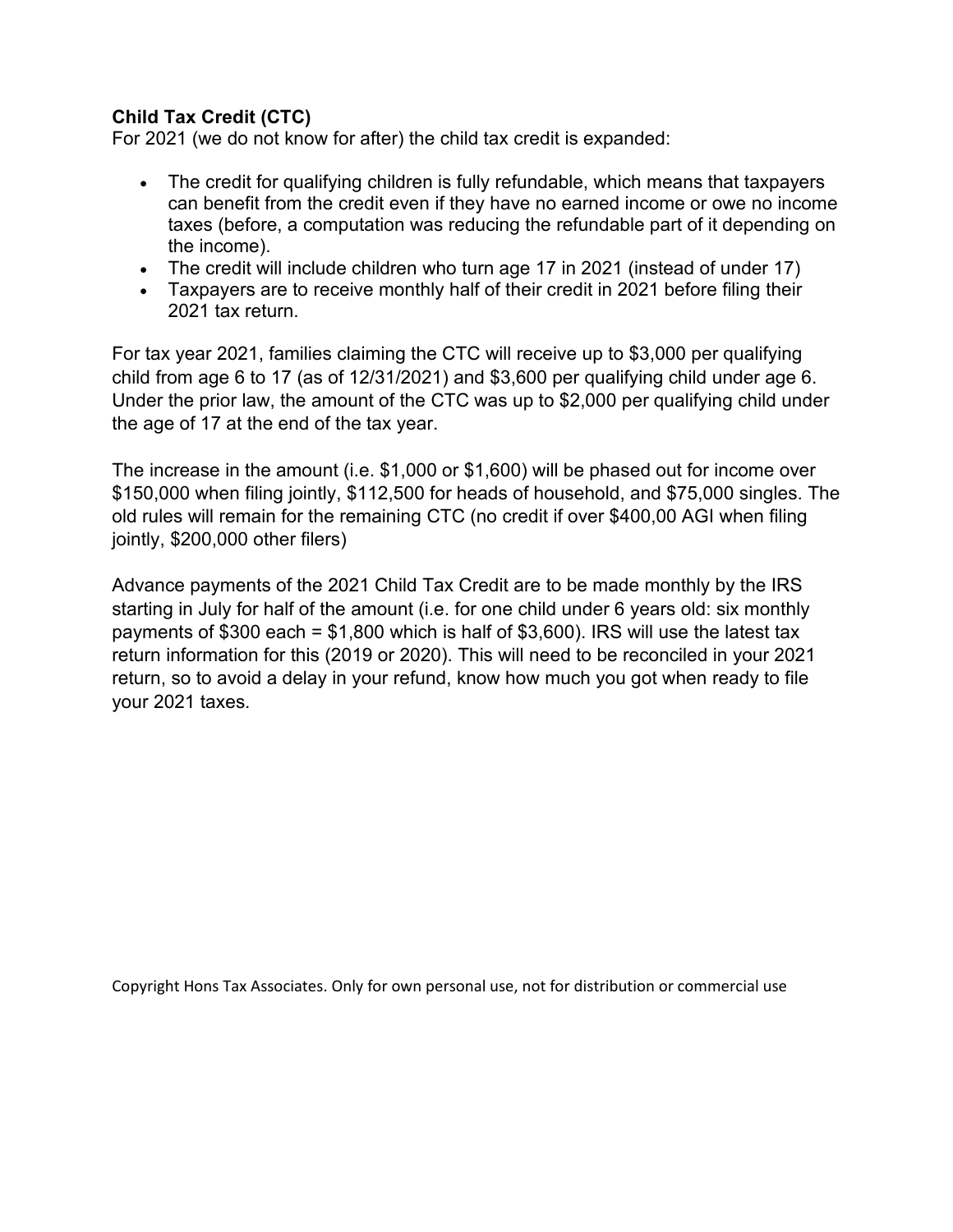**Child Tax Credit (CTC)**

For 2021 (we do not know for after) the child tax credit is expanded:

- The credit for qualifying children is fully refundable, which means that taxpayers can benefit from the credit even if they have no earned income or owe no income taxes (before, a computation was reducing the refundable part of it depending on the income).
- The credit will include children who turn age 17 in 2021 (instead of under 17)
- Taxpayers are to receive monthly half of their credit in 2021 before filing their 2021 tax return.

For tax year 2021, families claiming the CTC will receive up to $3,000 per qualifying child from age 6 to 17 (as of 12/31/2021) and $3,600 per qualifying child under age 6. Under the prior law, the amount of the CTC was up to $2,000 per qualifying child under the age of 17 at the end of the tax year.

The increase in the amount (i.e. $1,000 or $1,600) will be phased out for income over $150,000 when filing jointly, $112,500 for heads of household, and $75,000 singles. The old rules will remain for the remaining CTC (no credit if over $400,00 AGI when filing jointly, $200,000 other filers)

Advance payments of the 2021 Child Tax Credit are to be made monthly by the IRS starting in July for half of the amount (i.e. for one child under 6 years old: six monthly payments of $300 each = $1,800 which is half of $3,600). IRS will use the latest tax return information for this (2019 or 2020). This will need to be reconciled in your 2021 return, so to avoid a delay in your refund, know how much you got when ready to file your 2021 taxes.

Copyright Hons Tax Associates. Only for own personal use, not for distribution or commercial use